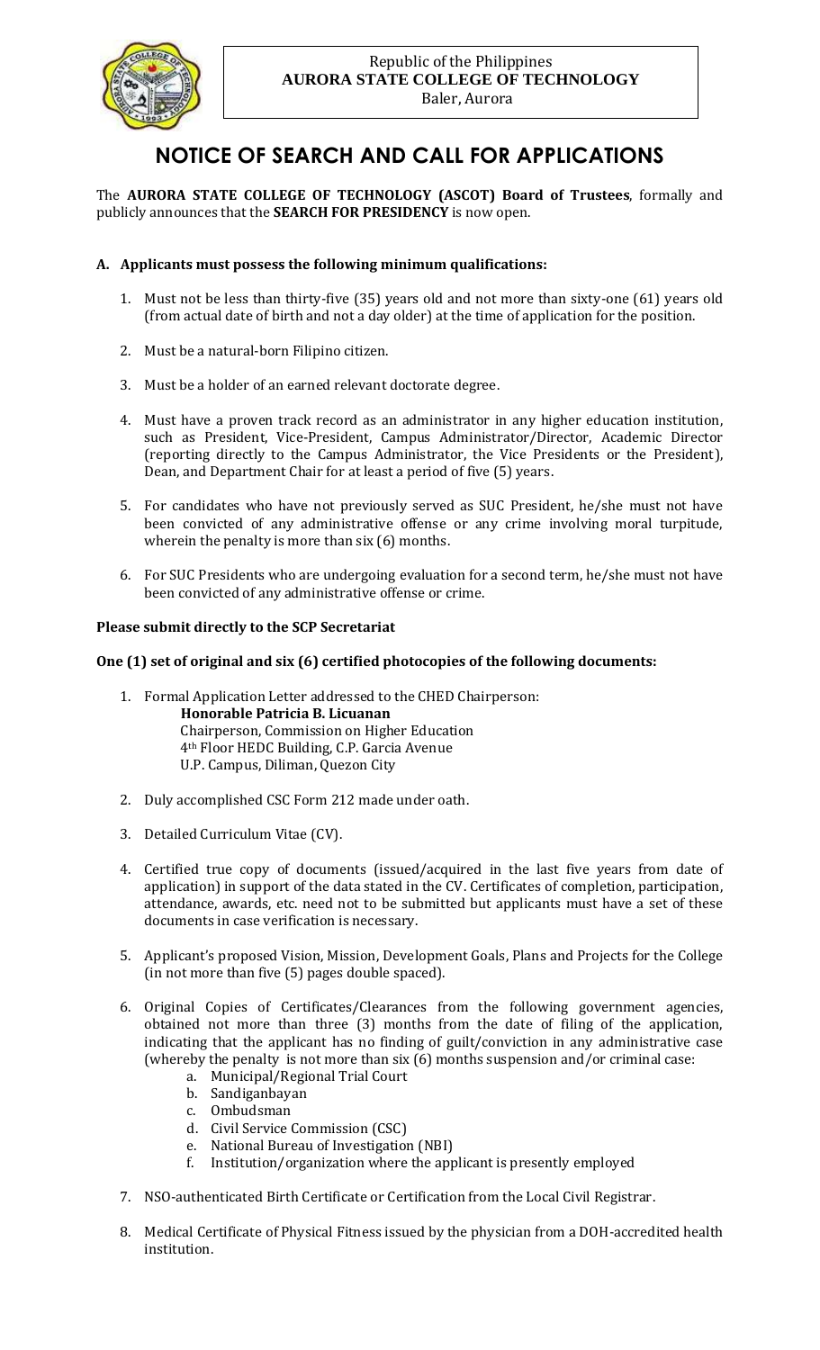Republic of the Philippines
**AURORA STATE COLLEGE OF TECHNOLOGY**
Baler, Aurora

# NOTICE OF SEARCH AND CALL FOR APPLICATIONS

The **AURORA STATE COLLEGE OF TECHNOLOGY (ASCOT) Board of Trustees**, formally and publicly announces that the **SEARCH FOR PRESIDENCY** is now open.

**A. Applicants must possess the following minimum qualifications:**

1. Must not be less than thirty-five (35) years old and not more than sixty-one (61) years old (from actual date of birth and not a day older) at the time of application for the position.
2. Must be a natural-born Filipino citizen.
3. Must be a holder of an earned relevant doctorate degree.
4. Must have a proven track record as an administrator in any higher education institution, such as President, Vice-President, Campus Administrator/Director, Academic Director (reporting directly to the Campus Administrator, the Vice Presidents or the President), Dean, and Department Chair for at least a period of five (5) years.
5. For candidates who have not previously served as SUC President, he/she must not have been convicted of any administrative offense or any crime involving moral turpitude, wherein the penalty is more than six (6) months.
6. For SUC Presidents who are undergoing evaluation for a second term, he/she must not have been convicted of any administrative offense or crime.

**Please submit directly to the SCP Secretariat**

**One (1) set of original and six (6) certified photocopies of the following documents:**

1. Formal Application Letter addressed to the CHED Chairperson:
   **Honorable Patricia B. Licuanan**
   Chairperson, Commission on Higher Education
   4th Floor HEDC Building, C.P. Garcia Avenue
   U.P. Campus, Diliman, Quezon City
2. Duly accomplished CSC Form 212 made under oath.
3. Detailed Curriculum Vitae (CV).
4. Certified true copy of documents (issued/acquired in the last five years from date of application) in support of the data stated in the CV. Certificates of completion, participation, attendance, awards, etc. need not to be submitted but applicants must have a set of these documents in case verification is necessary.
5. Applicant's proposed Vision, Mission, Development Goals, Plans and Projects for the College (in not more than five (5) pages double spaced).
6. Original Copies of Certificates/Clearances from the following government agencies, obtained not more than three (3) months from the date of filing of the application, indicating that the applicant has no finding of guilt/conviction in any administrative case (whereby the penalty is not more than six (6) months suspension and/or criminal case:
   a. Municipal/Regional Trial Court
   b. Sandiganbayan
   c. Ombudsman
   d. Civil Service Commission (CSC)
   e. National Bureau of Investigation (NBI)
   f. Institution/organization where the applicant is presently employed
7. NSO-authenticated Birth Certificate or Certification from the Local Civil Registrar.
8. Medical Certificate of Physical Fitness issued by the physician from a DOH-accredited health institution.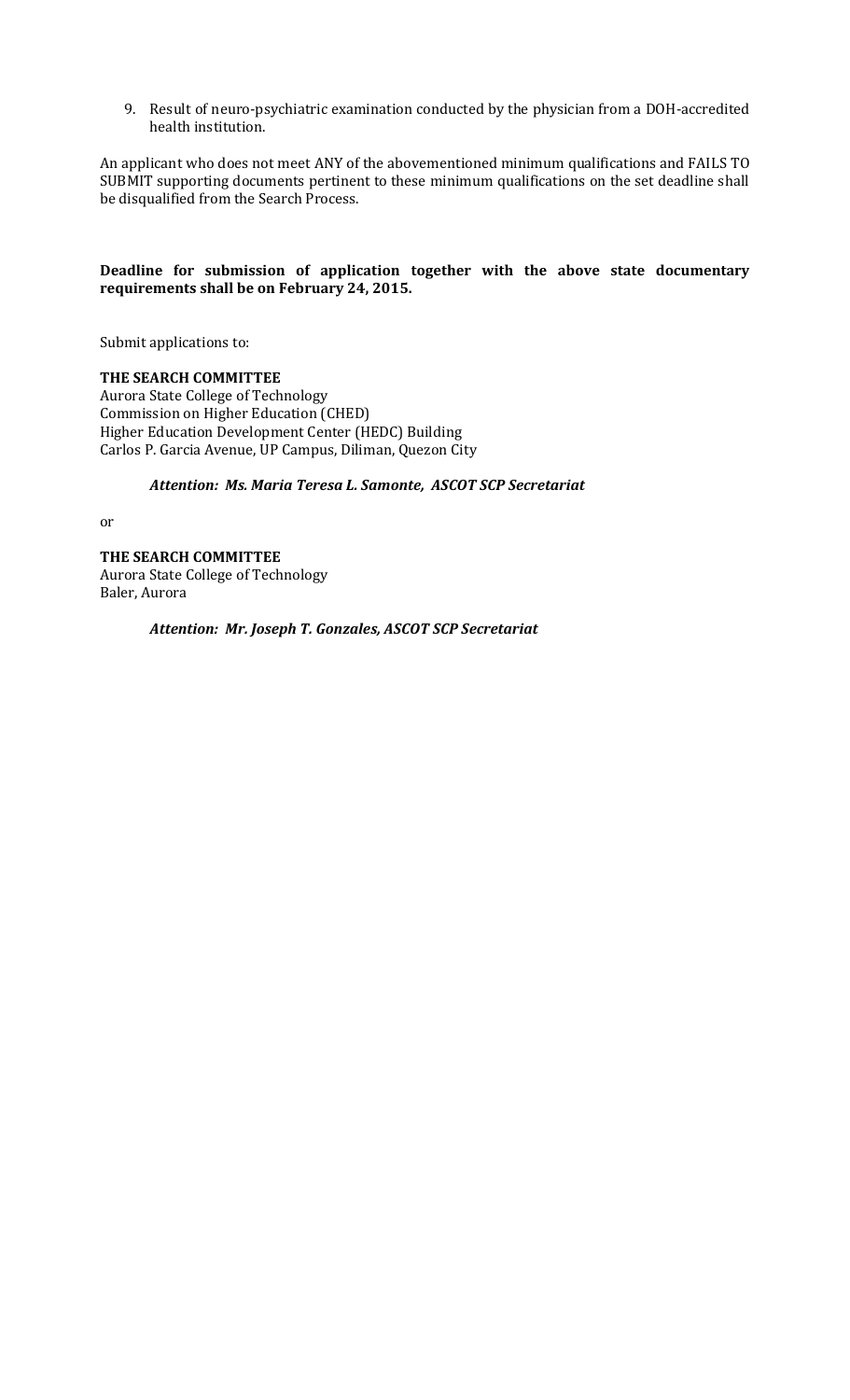9. Result of neuro-psychiatric examination conducted by the physician from a DOH-accredited health institution.

An applicant who does not meet ANY of the abovementioned minimum qualifications and FAILS TO SUBMIT supporting documents pertinent to these minimum qualifications on the set deadline shall be disqualified from the Search Process.

**Deadline for submission of application together with the above state documentary requirements shall be on February 24, 2015.**

Submit applications to:

**THE SEARCH COMMITTEE**
Aurora State College of Technology
Commission on Higher Education (CHED)
Higher Education Development Center (HEDC) Building
Carlos P. Garcia Avenue, UP Campus, Diliman, Quezon City

***Attention: Ms. Maria Teresa L. Samonte, ASCOT SCP Secretariat***

or

**THE SEARCH COMMITTEE**
Aurora State College of Technology
Baler, Aurora

***Attention: Mr. Joseph T. Gonzales, ASCOT SCP Secretariat***